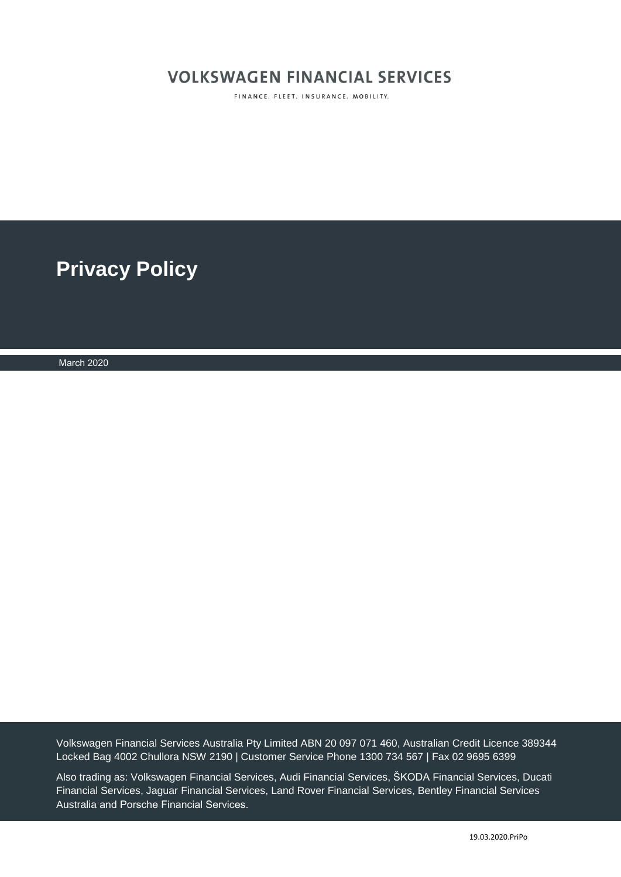VOLKSWAGEN FINANCIAL SERVICES

FINANCE. FLEET. INSURANCE. MOBILITY.

# Privacy Policy

March 2020

Volkswagen Financial Services Australia Pty Limited ABN 20 097 071 460, Australian Credit Licence 389344
Locked Bag 4002 Chullora NSW 2190 | Customer Service Phone 1300 734 567 | Fax 02 9695 6399

Also trading as: Volkswagen Financial Services, Audi Financial Services, ŠKODA Financial Services, Ducati Financial Services, Jaguar Financial Services, Land Rover Financial Services, Bentley Financial Services Australia and Porsche Financial Services.

19.03.2020.PriPo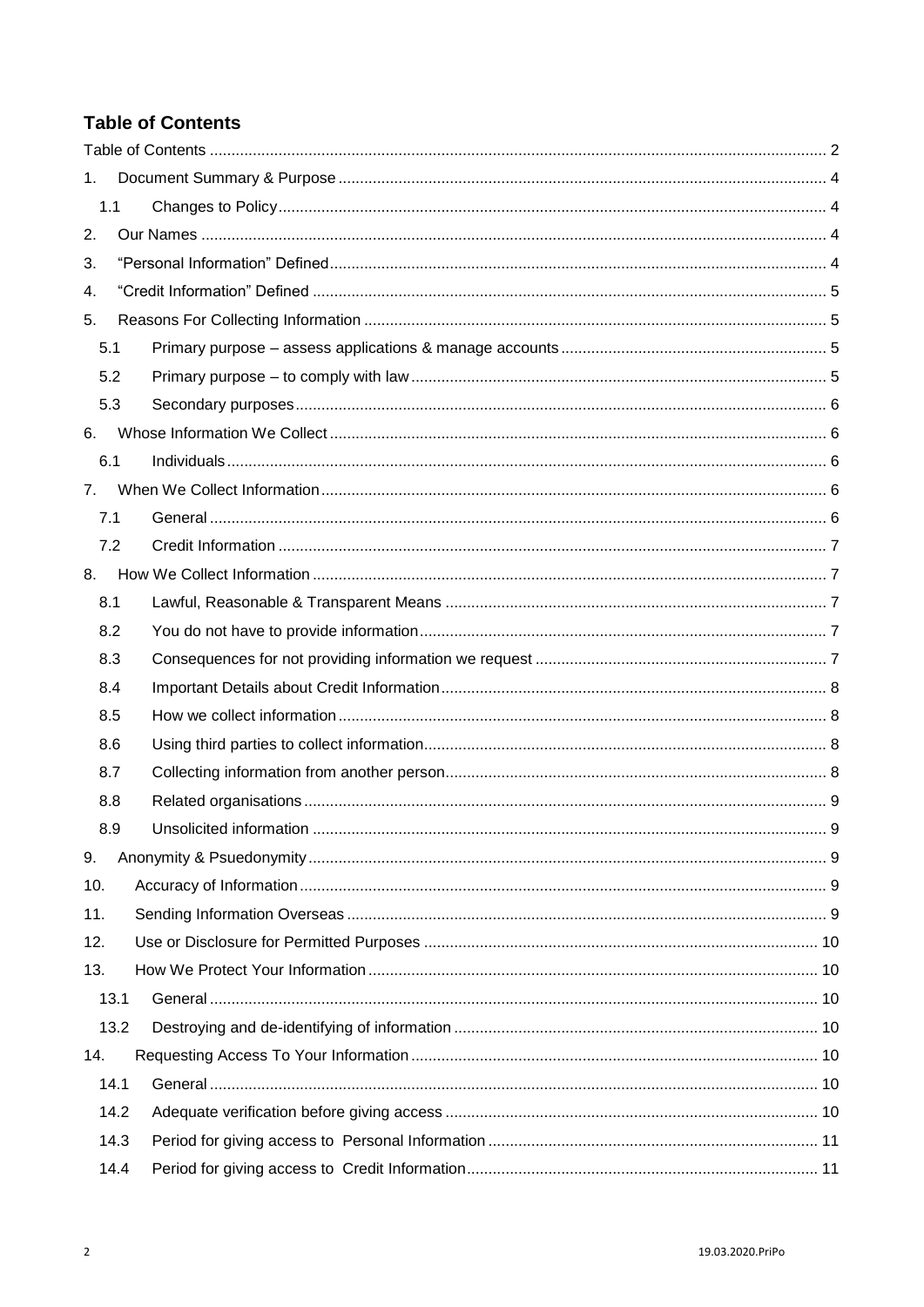## Table of Contents

- Table of Contents .......... 2
- 1. Document Summary & Purpose .......... 4
  - 1.1 Changes to Policy .......... 4
- 2. Our Names .......... 4
- 3. "Personal Information" Defined .......... 4
- 4. "Credit Information" Defined .......... 5
- 5. Reasons For Collecting Information .......... 5
  - 5.1 Primary purpose – assess applications & manage accounts .......... 5
  - 5.2 Primary purpose – to comply with law .......... 5
  - 5.3 Secondary purposes .......... 6
- 6. Whose Information We Collect .......... 6
  - 6.1 Individuals .......... 6
- 7. When We Collect Information .......... 6
  - 7.1 General .......... 6
  - 7.2 Credit Information .......... 7
- 8. How We Collect Information .......... 7
  - 8.1 Lawful, Reasonable & Transparent Means .......... 7
  - 8.2 You do not have to provide information .......... 7
  - 8.3 Consequences for not providing information we request .......... 7
  - 8.4 Important Details about Credit Information .......... 8
  - 8.5 How we collect information .......... 8
  - 8.6 Using third parties to collect information .......... 8
  - 8.7 Collecting information from another person .......... 8
  - 8.8 Related organisations .......... 9
  - 8.9 Unsolicited information .......... 9
- 9. Anonymity & Psuedonymity .......... 9
- 10. Accuracy of Information .......... 9
- 11. Sending Information Overseas .......... 9
- 12. Use or Disclosure for Permitted Purposes .......... 10
- 13. How We Protect Your Information .......... 10
  - 13.1 General .......... 10
  - 13.2 Destroying and de-identifying of information .......... 10
- 14. Requesting Access To Your Information .......... 10
  - 14.1 General .......... 10
  - 14.2 Adequate verification before giving access .......... 10
  - 14.3 Period for giving access to Personal Information .......... 11
  - 14.4 Period for giving access to Credit Information .......... 11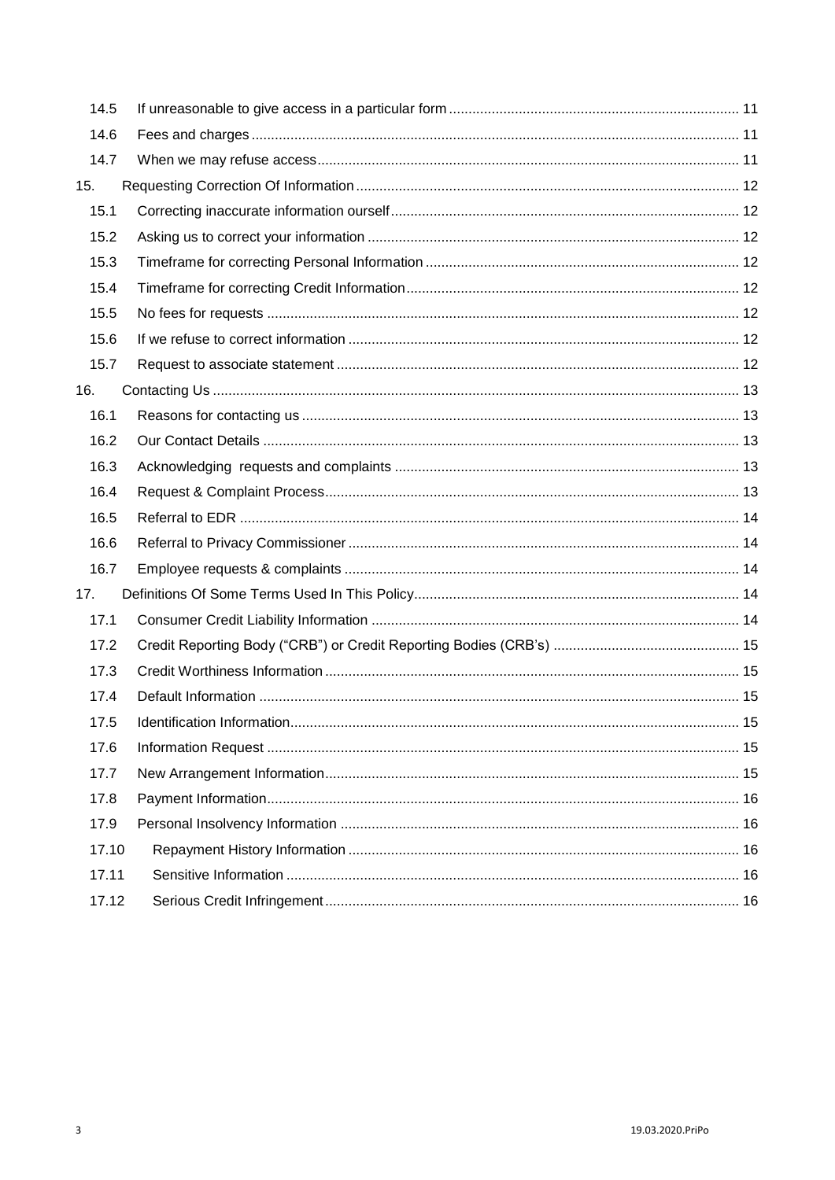| | | |
|---|---|---|
| 14.5 | If unreasonable to give access in a particular form | 11 |
| 14.6 | Fees and charges | 11 |
| 14.7 | When we may refuse access | 11 |
| 15. | Requesting Correction Of Information | 12 |
| 15.1 | Correcting inaccurate information ourself | 12 |
| 15.2 | Asking us to correct your information | 12 |
| 15.3 | Timeframe for correcting Personal Information | 12 |
| 15.4 | Timeframe for correcting Credit Information | 12 |
| 15.5 | No fees for requests | 12 |
| 15.6 | If we refuse to correct information | 12 |
| 15.7 | Request to associate statement | 12 |
| 16. | Contacting Us | 13 |
| 16.1 | Reasons for contacting us | 13 |
| 16.2 | Our Contact Details | 13 |
| 16.3 | Acknowledging requests and complaints | 13 |
| 16.4 | Request & Complaint Process | 13 |
| 16.5 | Referral to EDR | 14 |
| 16.6 | Referral to Privacy Commissioner | 14 |
| 16.7 | Employee requests & complaints | 14 |
| 17. | Definitions Of Some Terms Used In This Policy | 14 |
| 17.1 | Consumer Credit Liability Information | 14 |
| 17.2 | Credit Reporting Body ("CRB") or Credit Reporting Bodies (CRB's) | 15 |
| 17.3 | Credit Worthiness Information | 15 |
| 17.4 | Default Information | 15 |
| 17.5 | Identification Information | 15 |
| 17.6 | Information Request | 15 |
| 17.7 | New Arrangement Information | 15 |
| 17.8 | Payment Information | 16 |
| 17.9 | Personal Insolvency Information | 16 |
| 17.10 | Repayment History Information | 16 |
| 17.11 | Sensitive Information | 16 |
| 17.12 | Serious Credit Infringement | 16 |

19.03.2020.PriPo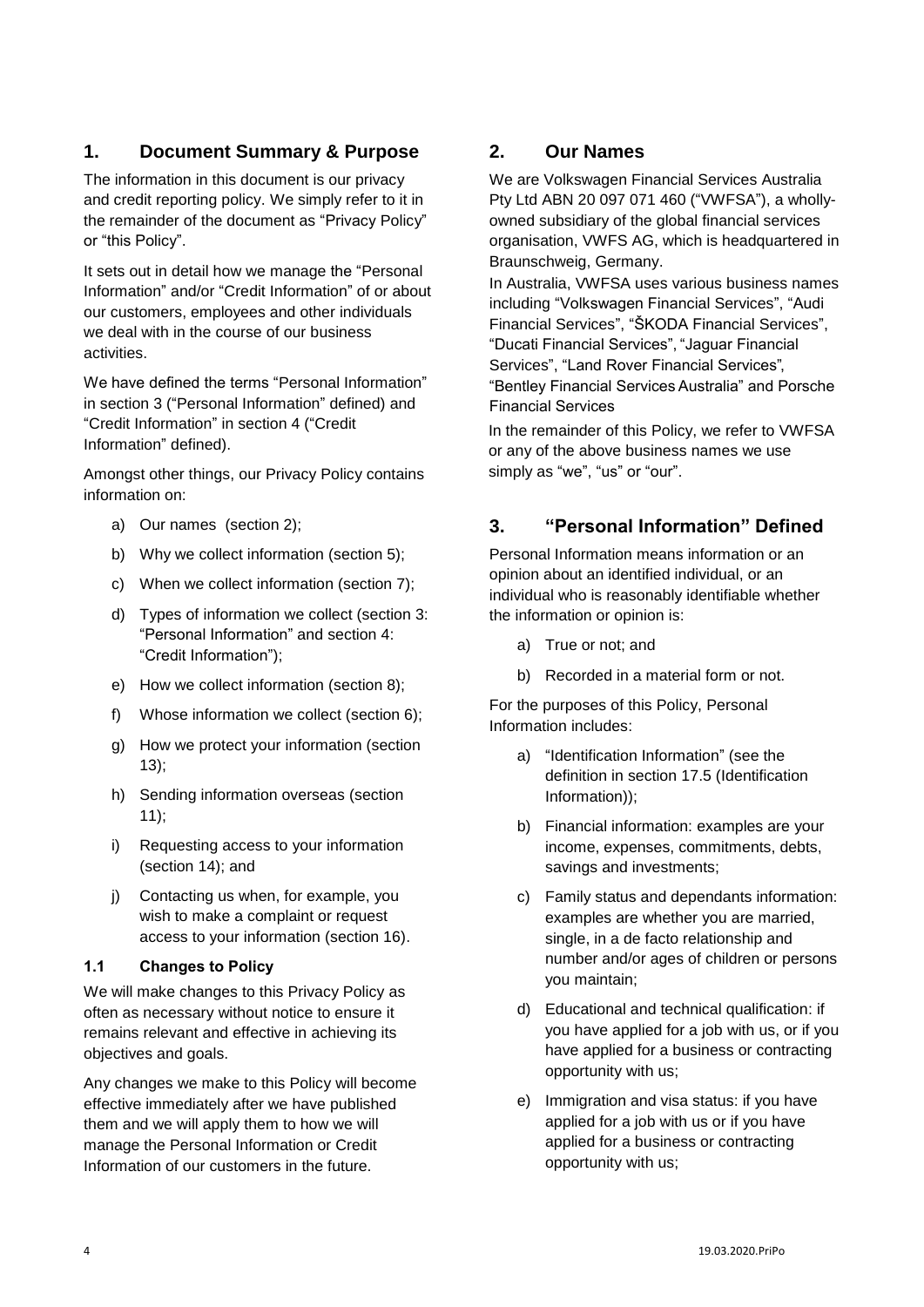## 1. Document Summary & Purpose

The information in this document is our privacy and credit reporting policy. We simply refer to it in the remainder of the document as "Privacy Policy" or "this Policy".

It sets out in detail how we manage the "Personal Information" and/or "Credit Information" of or about our customers, employees and other individuals we deal with in the course of our business activities.

We have defined the terms "Personal Information" in section 3 ("Personal Information" defined) and "Credit Information" in section 4 ("Credit Information" defined).

Amongst other things, our Privacy Policy contains information on:

a) Our names (section 2);

b) Why we collect information (section 5);

c) When we collect information (section 7);

d) Types of information we collect (section 3: "Personal Information" and section 4: "Credit Information");

e) How we collect information (section 8);

f) Whose information we collect (section 6);

g) How we protect your information (section 13);

h) Sending information overseas (section 11);

i) Requesting access to your information (section 14); and

j) Contacting us when, for example, you wish to make a complaint or request access to your information (section 16).

### 1.1 Changes to Policy

We will make changes to this Privacy Policy as often as necessary without notice to ensure it remains relevant and effective in achieving its objectives and goals.

Any changes we make to this Policy will become effective immediately after we have published them and we will apply them to how we will manage the Personal Information or Credit Information of our customers in the future.

## 2. Our Names

We are Volkswagen Financial Services Australia Pty Ltd ABN 20 097 071 460 ("VWFSA"), a wholly-owned subsidiary of the global financial services organisation, VWFS AG, which is headquartered in Braunschweig, Germany.

In Australia, VWFSA uses various business names including "Volkswagen Financial Services", "Audi Financial Services", "ŠKODA Financial Services", "Ducati Financial Services", "Jaguar Financial Services", "Land Rover Financial Services", "Bentley Financial Services Australia" and Porsche Financial Services

In the remainder of this Policy, we refer to VWFSA or any of the above business names we use simply as "we", "us" or "our".

## 3. "Personal Information" Defined

Personal Information means information or an opinion about an identified individual, or an individual who is reasonably identifiable whether the information or opinion is:

a) True or not; and

b) Recorded in a material form or not.

For the purposes of this Policy, Personal Information includes:

a) "Identification Information" (see the definition in section 17.5 (Identification Information));

b) Financial information: examples are your income, expenses, commitments, debts, savings and investments;

c) Family status and dependants information: examples are whether you are married, single, in a de facto relationship and number and/or ages of children or persons you maintain;

d) Educational and technical qualification: if you have applied for a job with us, or if you have applied for a business or contracting opportunity with us;

e) Immigration and visa status: if you have applied for a job with us or if you have applied for a business or contracting opportunity with us;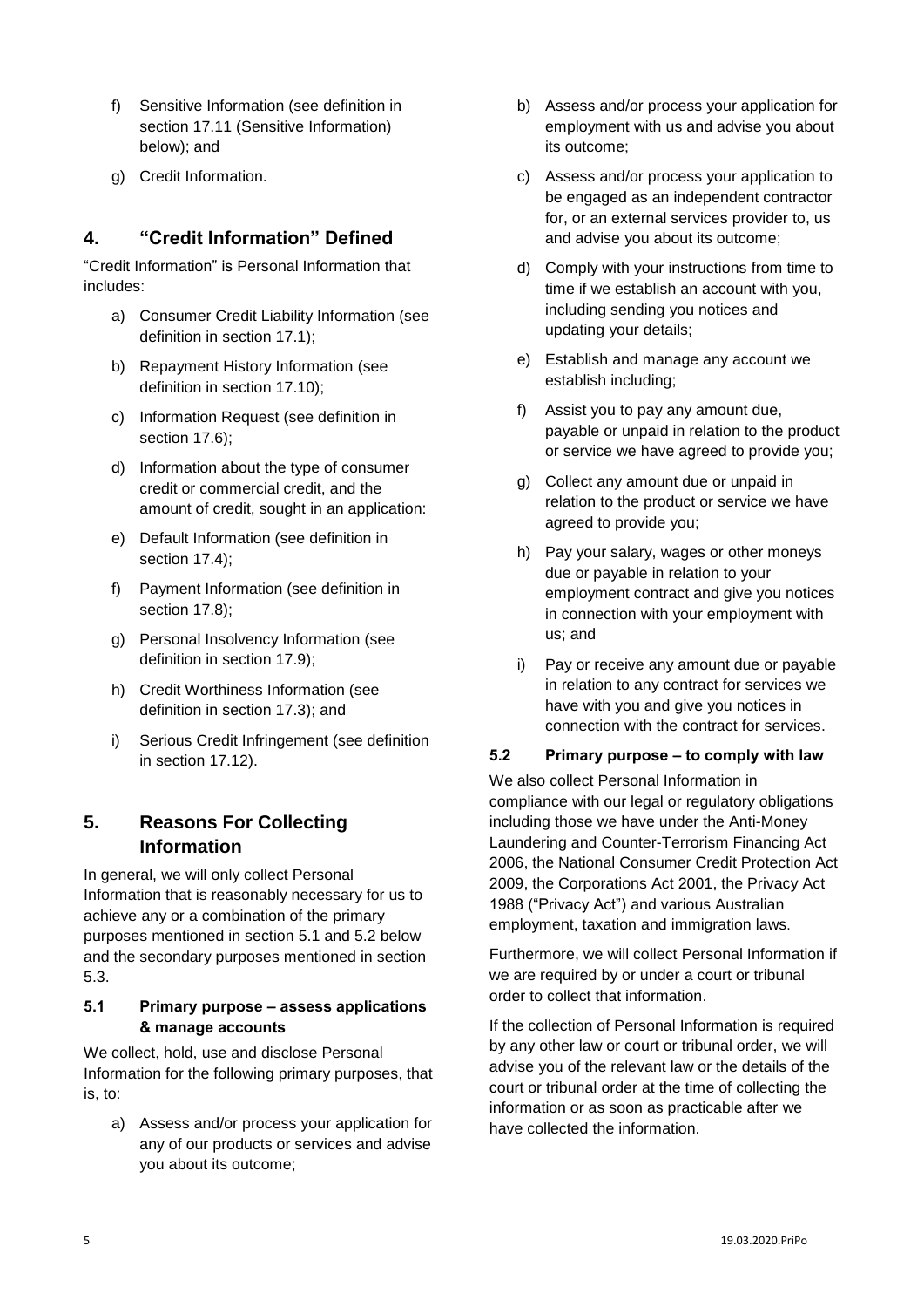f) Sensitive Information (see definition in section 17.11 (Sensitive Information) below); and

g) Credit Information.

## 4. "Credit Information" Defined

"Credit Information" is Personal Information that includes:

a) Consumer Credit Liability Information (see definition in section 17.1);

b) Repayment History Information (see definition in section 17.10);

c) Information Request (see definition in section 17.6);

d) Information about the type of consumer credit or commercial credit, and the amount of credit, sought in an application:

e) Default Information (see definition in section 17.4);

f) Payment Information (see definition in section 17.8);

g) Personal Insolvency Information (see definition in section 17.9);

h) Credit Worthiness Information (see definition in section 17.3); and

i) Serious Credit Infringement (see definition in section 17.12).

## 5. Reasons For Collecting Information

In general, we will only collect Personal Information that is reasonably necessary for us to achieve any or a combination of the primary purposes mentioned in section 5.1 and 5.2 below and the secondary purposes mentioned in section 5.3.

### 5.1 Primary purpose – assess applications & manage accounts

We collect, hold, use and disclose Personal Information for the following primary purposes, that is, to:

a) Assess and/or process your application for any of our products or services and advise you about its outcome;

b) Assess and/or process your application for employment with us and advise you about its outcome;

c) Assess and/or process your application to be engaged as an independent contractor for, or an external services provider to, us and advise you about its outcome;

d) Comply with your instructions from time to time if we establish an account with you, including sending you notices and updating your details;

e) Establish and manage any account we establish including;

f) Assist you to pay any amount due, payable or unpaid in relation to the product or service we have agreed to provide you;

g) Collect any amount due or unpaid in relation to the product or service we have agreed to provide you;

h) Pay your salary, wages or other moneys due or payable in relation to your employment contract and give you notices in connection with your employment with us; and

i) Pay or receive any amount due or payable in relation to any contract for services we have with you and give you notices in connection with the contract for services.

### 5.2 Primary purpose – to comply with law

We also collect Personal Information in compliance with our legal or regulatory obligations including those we have under the Anti-Money Laundering and Counter-Terrorism Financing Act 2006, the National Consumer Credit Protection Act 2009, the Corporations Act 2001, the Privacy Act 1988 ("Privacy Act") and various Australian employment, taxation and immigration laws.

Furthermore, we will collect Personal Information if we are required by or under a court or tribunal order to collect that information.

If the collection of Personal Information is required by any other law or court or tribunal order, we will advise you of the relevant law or the details of the court or tribunal order at the time of collecting the information or as soon as practicable after we have collected the information.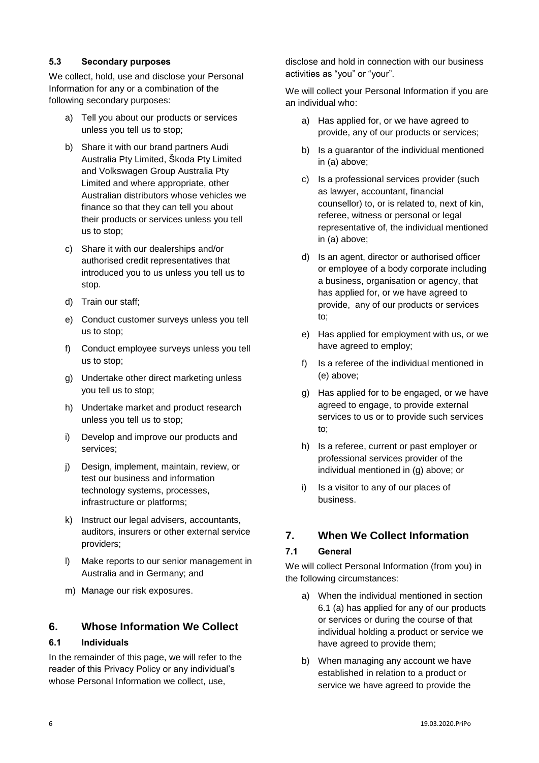### 5.3 Secondary purposes

We collect, hold, use and disclose your Personal Information for any or a combination of the following secondary purposes:

a) Tell you about our products or services unless you tell us to stop;

b) Share it with our brand partners Audi Australia Pty Limited, Škoda Pty Limited and Volkswagen Group Australia Pty Limited and where appropriate, other Australian distributors whose vehicles we finance so that they can tell you about their products or services unless you tell us to stop;

c) Share it with our dealerships and/or authorised credit representatives that introduced you to us unless you tell us to stop.

d) Train our staff;

e) Conduct customer surveys unless you tell us to stop;

f) Conduct employee surveys unless you tell us to stop;

g) Undertake other direct marketing unless you tell us to stop;

h) Undertake market and product research unless you tell us to stop;

i) Develop and improve our products and services;

j) Design, implement, maintain, review, or test our business and information technology systems, processes, infrastructure or platforms;

k) Instruct our legal advisers, accountants, auditors, insurers or other external service providers;

l) Make reports to our senior management in Australia and in Germany; and

m) Manage our risk exposures.

## 6. Whose Information We Collect

### 6.1 Individuals

In the remainder of this page, we will refer to the reader of this Privacy Policy or any individual's whose Personal Information we collect, use, disclose and hold in connection with our business activities as "you" or "your".

We will collect your Personal Information if you are an individual who:

a) Has applied for, or we have agreed to provide, any of our products or services;

b) Is a guarantor of the individual mentioned in (a) above;

c) Is a professional services provider (such as lawyer, accountant, financial counsellor) to, or is related to, next of kin, referee, witness or personal or legal representative of, the individual mentioned in (a) above;

d) Is an agent, director or authorised officer or employee of a body corporate including a business, organisation or agency, that has applied for, or we have agreed to provide, any of our products or services to;

e) Has applied for employment with us, or we have agreed to employ;

f) Is a referee of the individual mentioned in (e) above;

g) Has applied for to be engaged, or we have agreed to engage, to provide external services to us or to provide such services to;

h) Is a referee, current or past employer or professional services provider of the individual mentioned in (g) above; or

i) Is a visitor to any of our places of business.

## 7. When We Collect Information

### 7.1 General

We will collect Personal Information (from you) in the following circumstances:

a) When the individual mentioned in section 6.1 (a) has applied for any of our products or services or during the course of that individual holding a product or service we have agreed to provide them;

b) When managing any account we have established in relation to a product or service we have agreed to provide the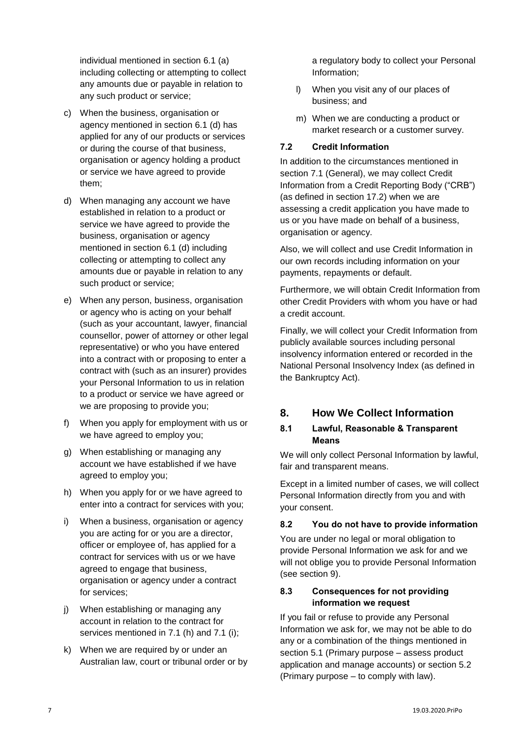individual mentioned in section 6.1 (a) including collecting or attempting to collect any amounts due or payable in relation to any such product or service;

c) When the business, organisation or agency mentioned in section 6.1 (d) has applied for any of our products or services or during the course of that business, organisation or agency holding a product or service we have agreed to provide them;

d) When managing any account we have established in relation to a product or service we have agreed to provide the business, organisation or agency mentioned in section 6.1 (d) including collecting or attempting to collect any amounts due or payable in relation to any such product or service;

e) When any person, business, organisation or agency who is acting on your behalf (such as your accountant, lawyer, financial counsellor, power of attorney or other legal representative) or who you have entered into a contract with or proposing to enter a contract with (such as an insurer) provides your Personal Information to us in relation to a product or service we have agreed or we are proposing to provide you;

f) When you apply for employment with us or we have agreed to employ you;

g) When establishing or managing any account we have established if we have agreed to employ you;

h) When you apply for or we have agreed to enter into a contract for services with you;

i) When a business, organisation or agency you are acting for or you are a director, officer or employee of, has applied for a contract for services with us or we have agreed to engage that business, organisation or agency under a contract for services;

j) When establishing or managing any account in relation to the contract for services mentioned in 7.1 (h) and 7.1 (i);

k) When we are required by or under an Australian law, court or tribunal order or by a regulatory body to collect your Personal Information;

l) When you visit any of our places of business; and

m) When we are conducting a product or market research or a customer survey.

### 7.2 Credit Information

In addition to the circumstances mentioned in section 7.1 (General), we may collect Credit Information from a Credit Reporting Body ("CRB") (as defined in section 17.2) when we are assessing a credit application you have made to us or you have made on behalf of a business, organisation or agency.

Also, we will collect and use Credit Information in our own records including information on your payments, repayments or default.

Furthermore, we will obtain Credit Information from other Credit Providers with whom you have or had a credit account.

Finally, we will collect your Credit Information from publicly available sources including personal insolvency information entered or recorded in the National Personal Insolvency Index (as defined in the Bankruptcy Act).

## 8. How We Collect Information

### 8.1 Lawful, Reasonable & Transparent Means

We will only collect Personal Information by lawful, fair and transparent means.

Except in a limited number of cases, we will collect Personal Information directly from you and with your consent.

### 8.2 You do not have to provide information

You are under no legal or moral obligation to provide Personal Information we ask for and we will not oblige you to provide Personal Information (see section 9).

### 8.3 Consequences for not providing information we request

If you fail or refuse to provide any Personal Information we ask for, we may not be able to do any or a combination of the things mentioned in section 5.1 (Primary purpose – assess product application and manage accounts) or section 5.2 (Primary purpose – to comply with law).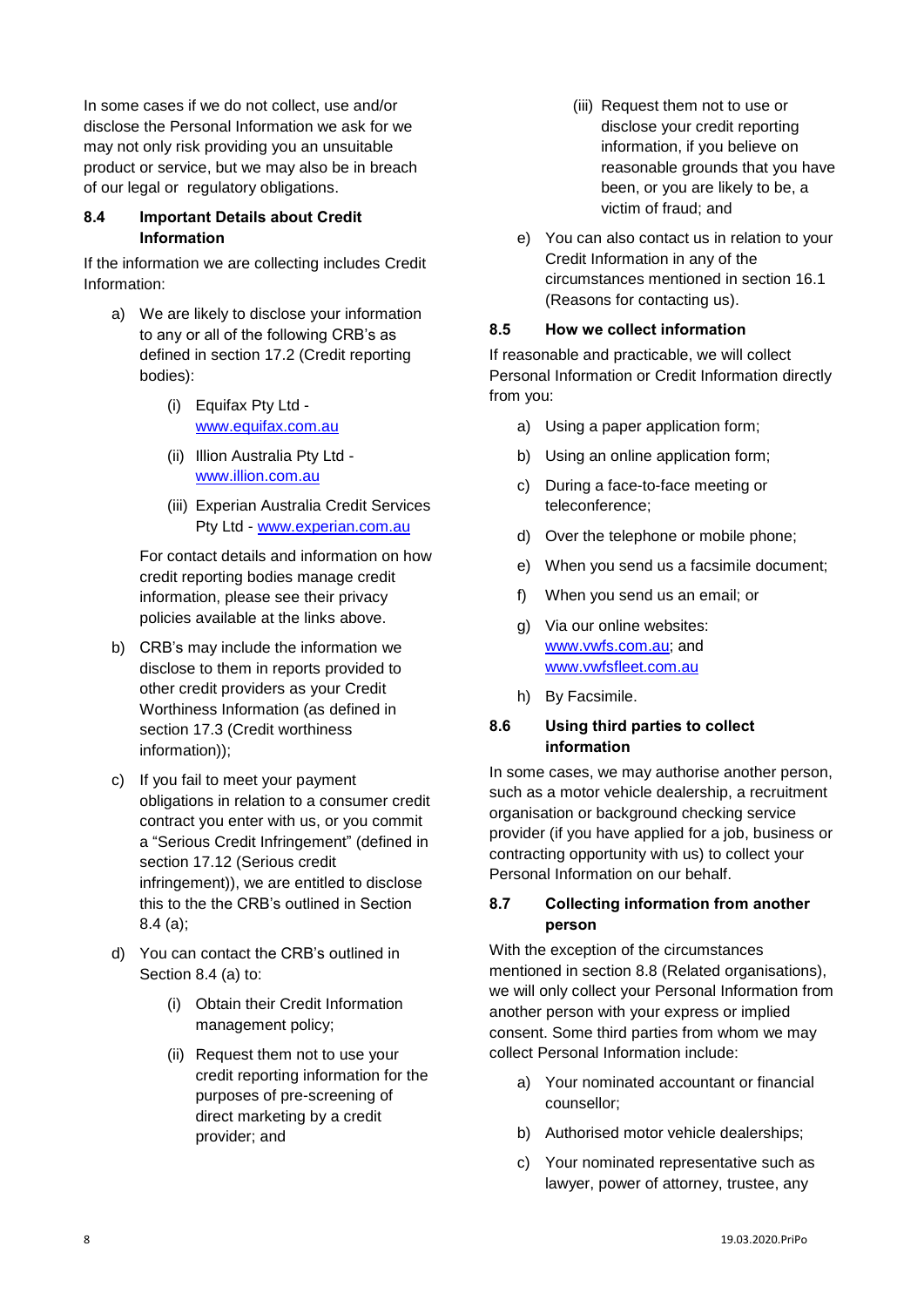In some cases if we do not collect, use and/or disclose the Personal Information we ask for we may not only risk providing you an unsuitable product or service, but we may also be in breach of our legal or regulatory obligations.

### 8.4 Important Details about Credit Information

If the information we are collecting includes Credit Information:

a) We are likely to disclose your information to any or all of the following CRB's as defined in section 17.2 (Credit reporting bodies):

   (i) Equifax Pty Ltd - www.equifax.com.au

   (ii) Illion Australia Pty Ltd - www.illion.com.au

   (iii) Experian Australia Credit Services Pty Ltd - www.experian.com.au

   For contact details and information on how credit reporting bodies manage credit information, please see their privacy policies available at the links above.

b) CRB's may include the information we disclose to them in reports provided to other credit providers as your Credit Worthiness Information (as defined in section 17.3 (Credit worthiness information));

c) If you fail to meet your payment obligations in relation to a consumer credit contract you enter with us, or you commit a "Serious Credit Infringement" (defined in section 17.12 (Serious credit infringement)), we are entitled to disclose this to the the CRB's outlined in Section 8.4 (a);

d) You can contact the CRB's outlined in Section 8.4 (a) to:

   (i) Obtain their Credit Information management policy;

   (ii) Request them not to use your credit reporting information for the purposes of pre-screening of direct marketing by a credit provider; and

   (iii) Request them not to use or disclose your credit reporting information, if you believe on reasonable grounds that you have been, or you are likely to be, a victim of fraud; and

e) You can also contact us in relation to your Credit Information in any of the circumstances mentioned in section 16.1 (Reasons for contacting us).

### 8.5 How we collect information

If reasonable and practicable, we will collect Personal Information or Credit Information directly from you:

a) Using a paper application form;

b) Using an online application form;

c) During a face-to-face meeting or teleconference;

d) Over the telephone or mobile phone;

e) When you send us a facsimile document;

f) When you send us an email; or

g) Via our online websites: www.vwfs.com.au; and www.vwfsfleet.com.au

h) By Facsimile.

### 8.6 Using third parties to collect information

In some cases, we may authorise another person, such as a motor vehicle dealership, a recruitment organisation or background checking service provider (if you have applied for a job, business or contracting opportunity with us) to collect your Personal Information on our behalf.

### 8.7 Collecting information from another person

With the exception of the circumstances mentioned in section 8.8 (Related organisations), we will only collect your Personal Information from another person with your express or implied consent. Some third parties from whom we may collect Personal Information include:

a) Your nominated accountant or financial counsellor;

b) Authorised motor vehicle dealerships;

c) Your nominated representative such as lawyer, power of attorney, trustee, any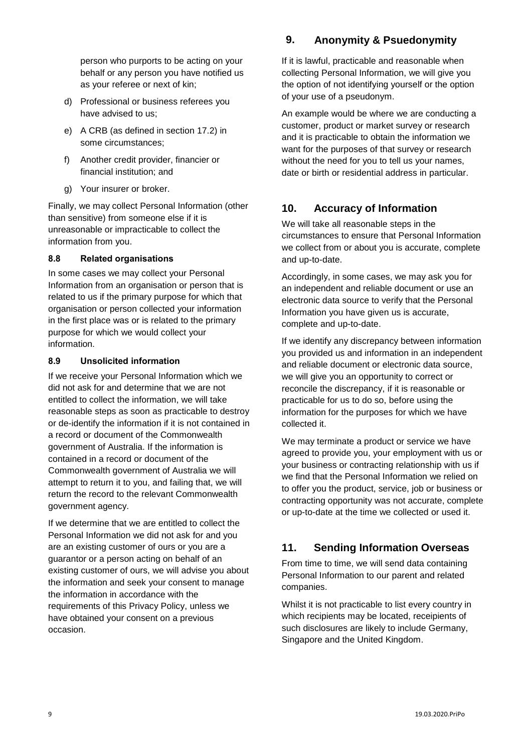person who purports to be acting on your behalf or any person you have notified us as your referee or next of kin;

d) Professional or business referees you have advised to us;

e) A CRB (as defined in section 17.2) in some circumstances;

f) Another credit provider, financier or financial institution; and

g) Your insurer or broker.

Finally, we may collect Personal Information (other than sensitive) from someone else if it is unreasonable or impracticable to collect the information from you.

### 8.8 Related organisations

In some cases we may collect your Personal Information from an organisation or person that is related to us if the primary purpose for which that organisation or person collected your information in the first place was or is related to the primary purpose for which we would collect your information.

### 8.9 Unsolicited information

If we receive your Personal Information which we did not ask for and determine that we are not entitled to collect the information, we will take reasonable steps as soon as practicable to destroy or de-identify the information if it is not contained in a record or document of the Commonwealth government of Australia. If the information is contained in a record or document of the Commonwealth government of Australia we will attempt to return it to you, and failing that, we will return the record to the relevant Commonwealth government agency.

If we determine that we are entitled to collect the Personal Information we did not ask for and you are an existing customer of ours or you are a guarantor or a person acting on behalf of an existing customer of ours, we will advise you about the information and seek your consent to manage the information in accordance with the requirements of this Privacy Policy, unless we have obtained your consent on a previous occasion.

## 9. Anonymity & Psuedonymity

If it is lawful, practicable and reasonable when collecting Personal Information, we will give you the option of not identifying yourself or the option of your use of a pseudonym.

An example would be where we are conducting a customer, product or market survey or research and it is practicable to obtain the information we want for the purposes of that survey or research without the need for you to tell us your names, date or birth or residential address in particular.

## 10. Accuracy of Information

We will take all reasonable steps in the circumstances to ensure that Personal Information we collect from or about you is accurate, complete and up-to-date.

Accordingly, in some cases, we may ask you for an independent and reliable document or use an electronic data source to verify that the Personal Information you have given us is accurate, complete and up-to-date.

If we identify any discrepancy between information you provided us and information in an independent and reliable document or electronic data source, we will give you an opportunity to correct or reconcile the discrepancy, if it is reasonable or practicable for us to do so, before using the information for the purposes for which we have collected it.

We may terminate a product or service we have agreed to provide you, your employment with us or your business or contracting relationship with us if we find that the Personal Information we relied on to offer you the product, service, job or business or contracting opportunity was not accurate, complete or up-to-date at the time we collected or used it.

## 11. Sending Information Overseas

From time to time, we will send data containing Personal Information to our parent and related companies.

Whilst it is not practicable to list every country in which recipients may be located, receipients of such disclosures are likely to include Germany, Singapore and the United Kingdom.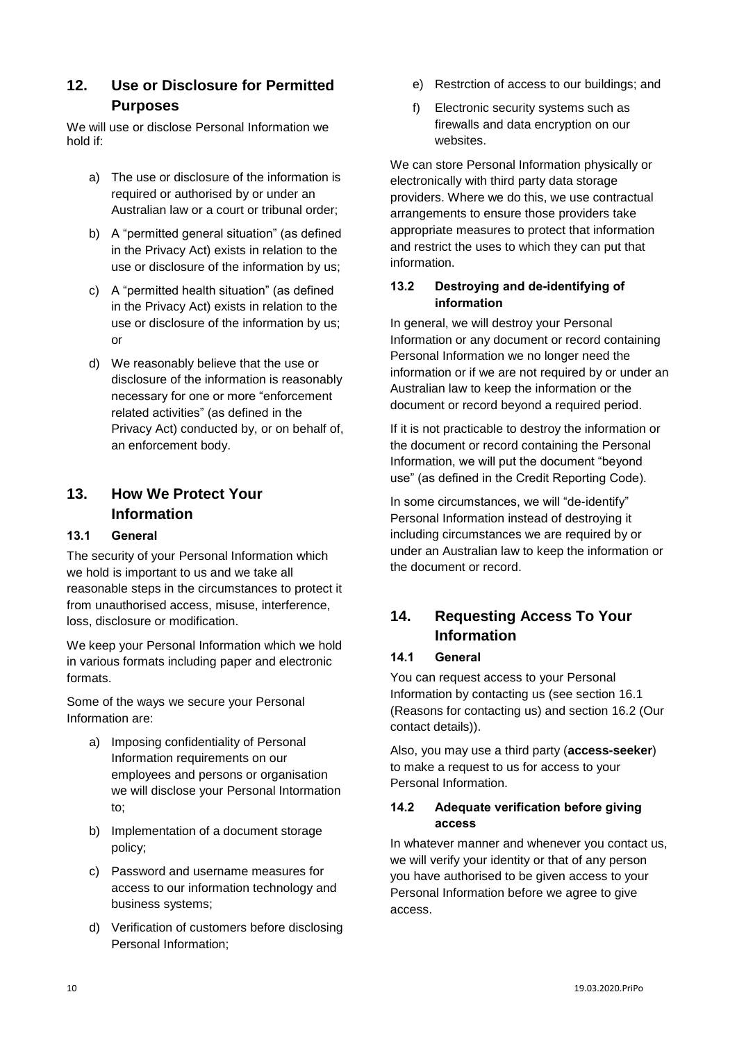## 12. Use or Disclosure for Permitted Purposes

We will use or disclose Personal Information we hold if:

a) The use or disclosure of the information is required or authorised by or under an Australian law or a court or tribunal order;

b) A "permitted general situation" (as defined in the Privacy Act) exists in relation to the use or disclosure of the information by us;

c) A "permitted health situation" (as defined in the Privacy Act) exists in relation to the use or disclosure of the information by us; or

d) We reasonably believe that the use or disclosure of the information is reasonably necessary for one or more "enforcement related activities" (as defined in the Privacy Act) conducted by, or on behalf of, an enforcement body.

## 13. How We Protect Your Information

### 13.1 General

The security of your Personal Information which we hold is important to us and we take all reasonable steps in the circumstances to protect it from unauthorised access, misuse, interference, loss, disclosure or modification.

We keep your Personal Information which we hold in various formats including paper and electronic formats.

Some of the ways we secure your Personal Information are:

a) Imposing confidentiality of Personal Information requirements on our employees and persons or organisation we will disclose your Personal Intormation to;

b) Implementation of a document storage policy;

c) Password and username measures for access to our information technology and business systems;

d) Verification of customers before disclosing Personal Information;

e) Restrction of access to our buildings; and

f) Electronic security systems such as firewalls and data encryption on our websites.

We can store Personal Information physically or electronically with third party data storage providers. Where we do this, we use contractual arrangements to ensure those providers take appropriate measures to protect that information and restrict the uses to which they can put that information.

### 13.2 Destroying and de-identifying of information

In general, we will destroy your Personal Information or any document or record containing Personal Information we no longer need the information or if we are not required by or under an Australian law to keep the information or the document or record beyond a required period.

If it is not practicable to destroy the information or the document or record containing the Personal Information, we will put the document "beyond use" (as defined in the Credit Reporting Code).

In some circumstances, we will "de-identify" Personal Information instead of destroying it including circumstances we are required by or under an Australian law to keep the information or the document or record.

## 14. Requesting Access To Your Information

### 14.1 General

You can request access to your Personal Information by contacting us (see section 16.1 (Reasons for contacting us) and section 16.2 (Our contact details)).

Also, you may use a third party (**access-seeker**) to make a request to us for access to your Personal Information.

### 14.2 Adequate verification before giving access

In whatever manner and whenever you contact us, we will verify your identity or that of any person you have authorised to be given access to your Personal Information before we agree to give access.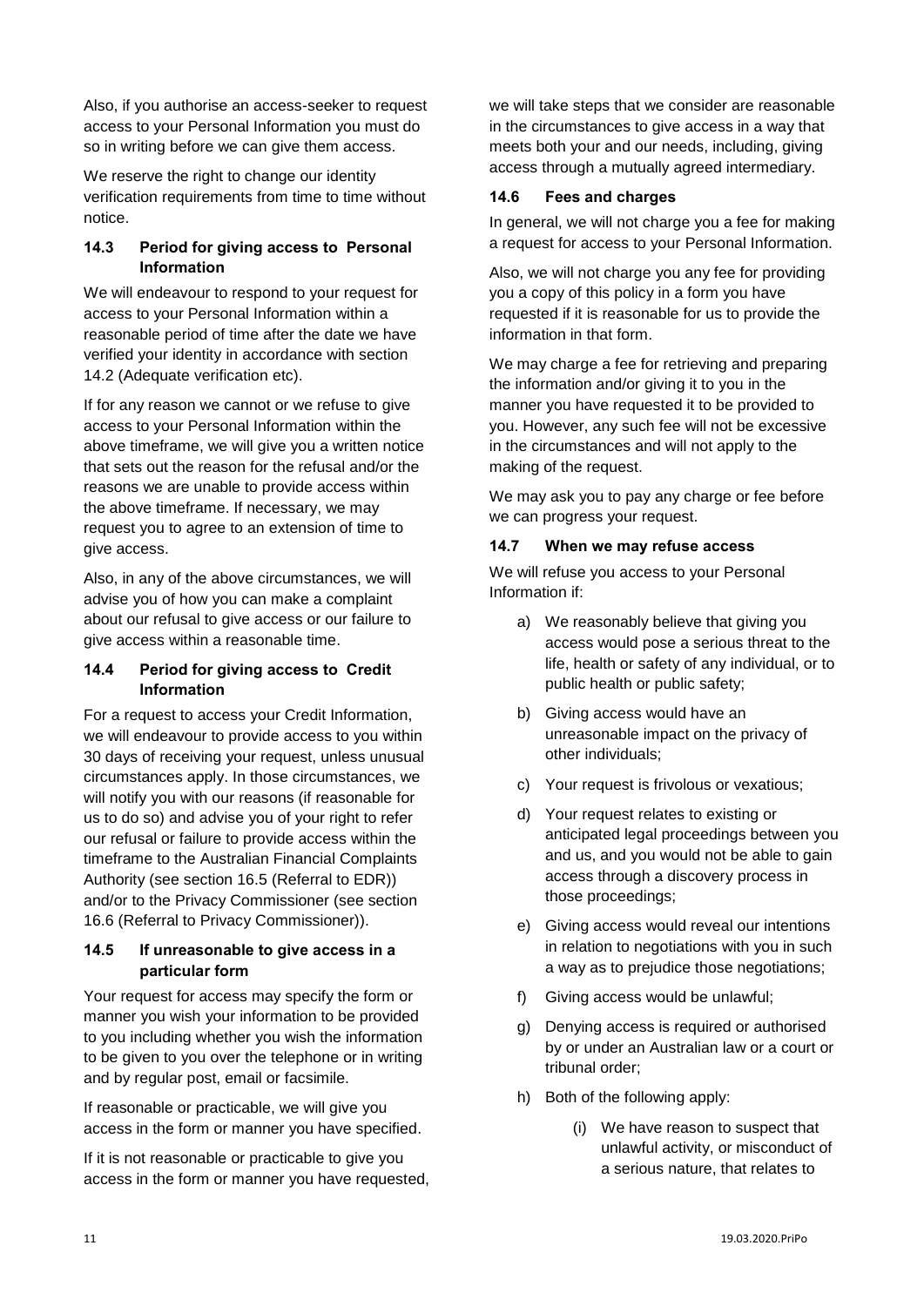Also, if you authorise an access-seeker to request access to your Personal Information you must do so in writing before we can give them access.

We reserve the right to change our identity verification requirements from time to time without notice.

### 14.3 Period for giving access to Personal Information

We will endeavour to respond to your request for access to your Personal Information within a reasonable period of time after the date we have verified your identity in accordance with section 14.2 (Adequate verification etc).

If for any reason we cannot or we refuse to give access to your Personal Information within the above timeframe, we will give you a written notice that sets out the reason for the refusal and/or the reasons we are unable to provide access within the above timeframe. If necessary, we may request you to agree to an extension of time to give access.

Also, in any of the above circumstances, we will advise you of how you can make a complaint about our refusal to give access or our failure to give access within a reasonable time.

### 14.4 Period for giving access to Credit Information

For a request to access your Credit Information, we will endeavour to provide access to you within 30 days of receiving your request, unless unusual circumstances apply. In those circumstances, we will notify you with our reasons (if reasonable for us to do so) and advise you of your right to refer our refusal or failure to provide access within the timeframe to the Australian Financial Complaints Authority (see section 16.5 (Referral to EDR)) and/or to the Privacy Commissioner (see section 16.6 (Referral to Privacy Commissioner)).

### 14.5 If unreasonable to give access in a particular form

Your request for access may specify the form or manner you wish your information to be provided to you including whether you wish the information to be given to you over the telephone or in writing and by regular post, email or facsimile.

If reasonable or practicable, we will give you access in the form or manner you have specified.

If it is not reasonable or practicable to give you access in the form or manner you have requested, we will take steps that we consider are reasonable in the circumstances to give access in a way that meets both your and our needs, including, giving access through a mutually agreed intermediary.

### 14.6 Fees and charges

In general, we will not charge you a fee for making a request for access to your Personal Information.

Also, we will not charge you any fee for providing you a copy of this policy in a form you have requested if it is reasonable for us to provide the information in that form.

We may charge a fee for retrieving and preparing the information and/or giving it to you in the manner you have requested it to be provided to you. However, any such fee will not be excessive in the circumstances and will not apply to the making of the request.

We may ask you to pay any charge or fee before we can progress your request.

### 14.7 When we may refuse access

We will refuse you access to your Personal Information if:

a) We reasonably believe that giving you access would pose a serious threat to the life, health or safety of any individual, or to public health or public safety;

b) Giving access would have an unreasonable impact on the privacy of other individuals;

c) Your request is frivolous or vexatious;

d) Your request relates to existing or anticipated legal proceedings between you and us, and you would not be able to gain access through a discovery process in those proceedings;

e) Giving access would reveal our intentions in relation to negotiations with you in such a way as to prejudice those negotiations;

f) Giving access would be unlawful;

g) Denying access is required or authorised by or under an Australian law or a court or tribunal order;

h) Both of the following apply:

    (i) We have reason to suspect that unlawful activity, or misconduct of a serious nature, that relates to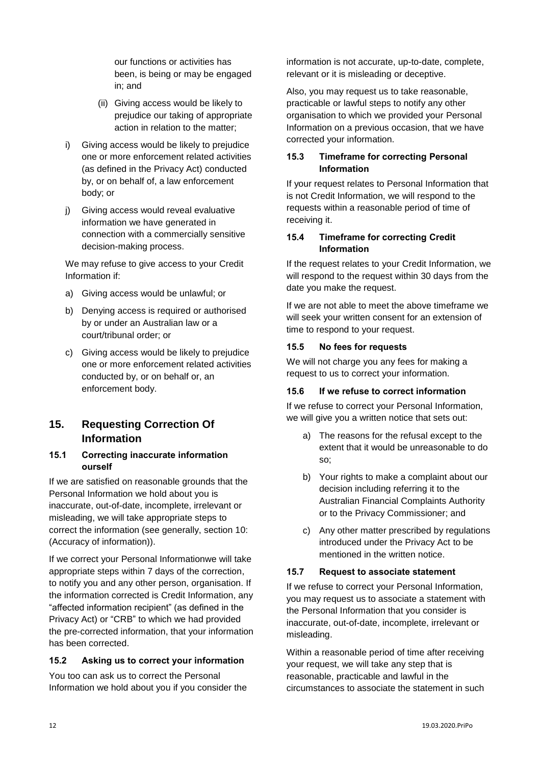our functions or activities has been, is being or may be engaged in; and

(ii) Giving access would be likely to prejudice our taking of appropriate action in relation to the matter;

i) Giving access would be likely to prejudice one or more enforcement related activities (as defined in the Privacy Act) conducted by, or on behalf of, a law enforcement body; or

j) Giving access would reveal evaluative information we have generated in connection with a commercially sensitive decision-making process.

We may refuse to give access to your Credit Information if:

a) Giving access would be unlawful; or

b) Denying access is required or authorised by or under an Australian law or a court/tribunal order; or

c) Giving access would be likely to prejudice one or more enforcement related activities conducted by, or on behalf or, an enforcement body.

## 15. Requesting Correction Of Information

### 15.1 Correcting inaccurate information ourself

If we are satisfied on reasonable grounds that the Personal Information we hold about you is inaccurate, out-of-date, incomplete, irrelevant or misleading, we will take appropriate steps to correct the information (see generally, section 10: (Accuracy of information)).

If we correct your Personal Informationwe will take appropriate steps within 7 days of the correction, to notify you and any other person, organisation. If the information corrected is Credit Information, any "affected information recipient" (as defined in the Privacy Act) or "CRB" to which we had provided the pre-corrected information, that your information has been corrected.

### 15.2 Asking us to correct your information

You too can ask us to correct the Personal Information we hold about you if you consider the information is not accurate, up-to-date, complete, relevant or it is misleading or deceptive.

Also, you may request us to take reasonable, practicable or lawful steps to notify any other organisation to which we provided your Personal Information on a previous occasion, that we have corrected your information.

### 15.3 Timeframe for correcting Personal Information

If your request relates to Personal Information that is not Credit Information, we will respond to the requests within a reasonable period of time of receiving it.

### 15.4 Timeframe for correcting Credit Information

If the request relates to your Credit Information, we will respond to the request within 30 days from the date you make the request.

If we are not able to meet the above timeframe we will seek your written consent for an extension of time to respond to your request.

### 15.5 No fees for requests

We will not charge you any fees for making a request to us to correct your information.

### 15.6 If we refuse to correct information

If we refuse to correct your Personal Information, we will give you a written notice that sets out:

a) The reasons for the refusal except to the extent that it would be unreasonable to do so;

b) Your rights to make a complaint about our decision including referring it to the Australian Financial Complaints Authority or to the Privacy Commissioner; and

c) Any other matter prescribed by regulations introduced under the Privacy Act to be mentioned in the written notice.

### 15.7 Request to associate statement

If we refuse to correct your Personal Information, you may request us to associate a statement with the Personal Information that you consider is inaccurate, out-of-date, incomplete, irrelevant or misleading.

Within a reasonable period of time after receiving your request, we will take any step that is reasonable, practicable and lawful in the circumstances to associate the statement in such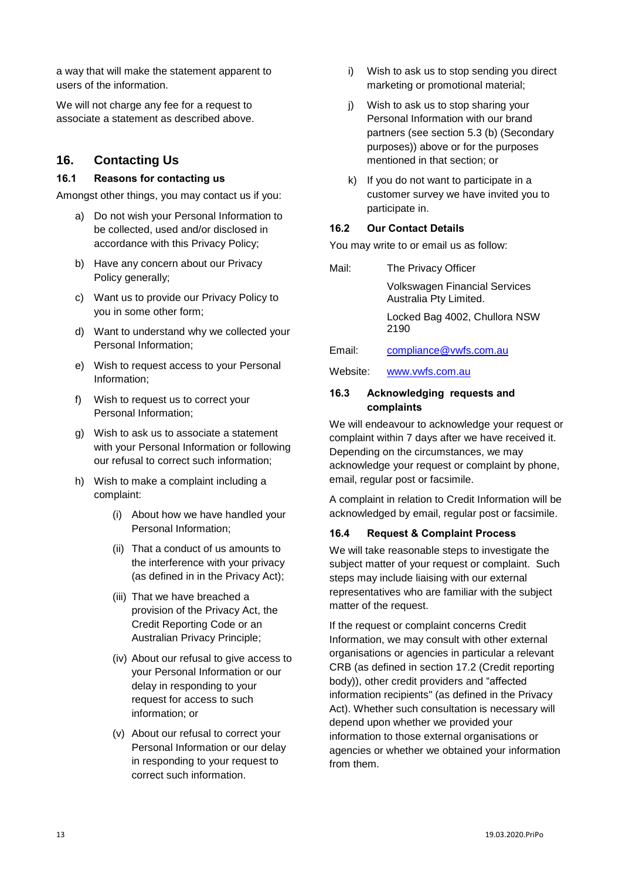a way that will make the statement apparent to users of the information.

We will not charge any fee for a request to associate a statement as described above.

## 16. Contacting Us

### 16.1 Reasons for contacting us

Amongst other things, you may contact us if you:

a) Do not wish your Personal Information to be collected, used and/or disclosed in accordance with this Privacy Policy;

b) Have any concern about our Privacy Policy generally;

c) Want us to provide our Privacy Policy to you in some other form;

d) Want to understand why we collected your Personal Information;

e) Wish to request access to your Personal Information;

f) Wish to request us to correct your Personal Information;

g) Wish to ask us to associate a statement with your Personal Information or following our refusal to correct such information;

h) Wish to make a complaint including a complaint:

   (i) About how we have handled your Personal Information;

   (ii) That a conduct of us amounts to the interference with your privacy (as defined in in the Privacy Act);

   (iii) That we have breached a provision of the Privacy Act, the Credit Reporting Code or an Australian Privacy Principle;

   (iv) About our refusal to give access to your Personal Information or our delay in responding to your request for access to such information; or

   (v) About our refusal to correct your Personal Information or our delay in responding to your request to correct such information.

i) Wish to ask us to stop sending you direct marketing or promotional material;

j) Wish to ask us to stop sharing your Personal Information with our brand partners (see section 5.3 (b) (Secondary purposes)) above or for the purposes mentioned in that section; or

k) If you do not want to participate in a customer survey we have invited you to participate in.

### 16.2 Our Contact Details

You may write to or email us as follow:

Mail: The Privacy Officer
Volkswagen Financial Services Australia Pty Limited.
Locked Bag 4002, Chullora NSW 2190

Email: compliance@vwfs.com.au

Website: www.vwfs.com.au

### 16.3 Acknowledging requests and complaints

We will endeavour to acknowledge your request or complaint within 7 days after we have received it. Depending on the circumstances, we may acknowledge your request or complaint by phone, email, regular post or facsimile.

A complaint in relation to Credit Information will be acknowledged by email, regular post or facsimile.

### 16.4 Request & Complaint Process

We will take reasonable steps to investigate the subject matter of your request or complaint. Such steps may include liaising with our external representatives who are familiar with the subject matter of the request.

If the request or complaint concerns Credit Information, we may consult with other external organisations or agencies in particular a relevant CRB (as defined in section 17.2 (Credit reporting body)), other credit providers and "affected information recipients" (as defined in the Privacy Act). Whether such consultation is necessary will depend upon whether we provided your information to those external organisations or agencies or whether we obtained your information from them.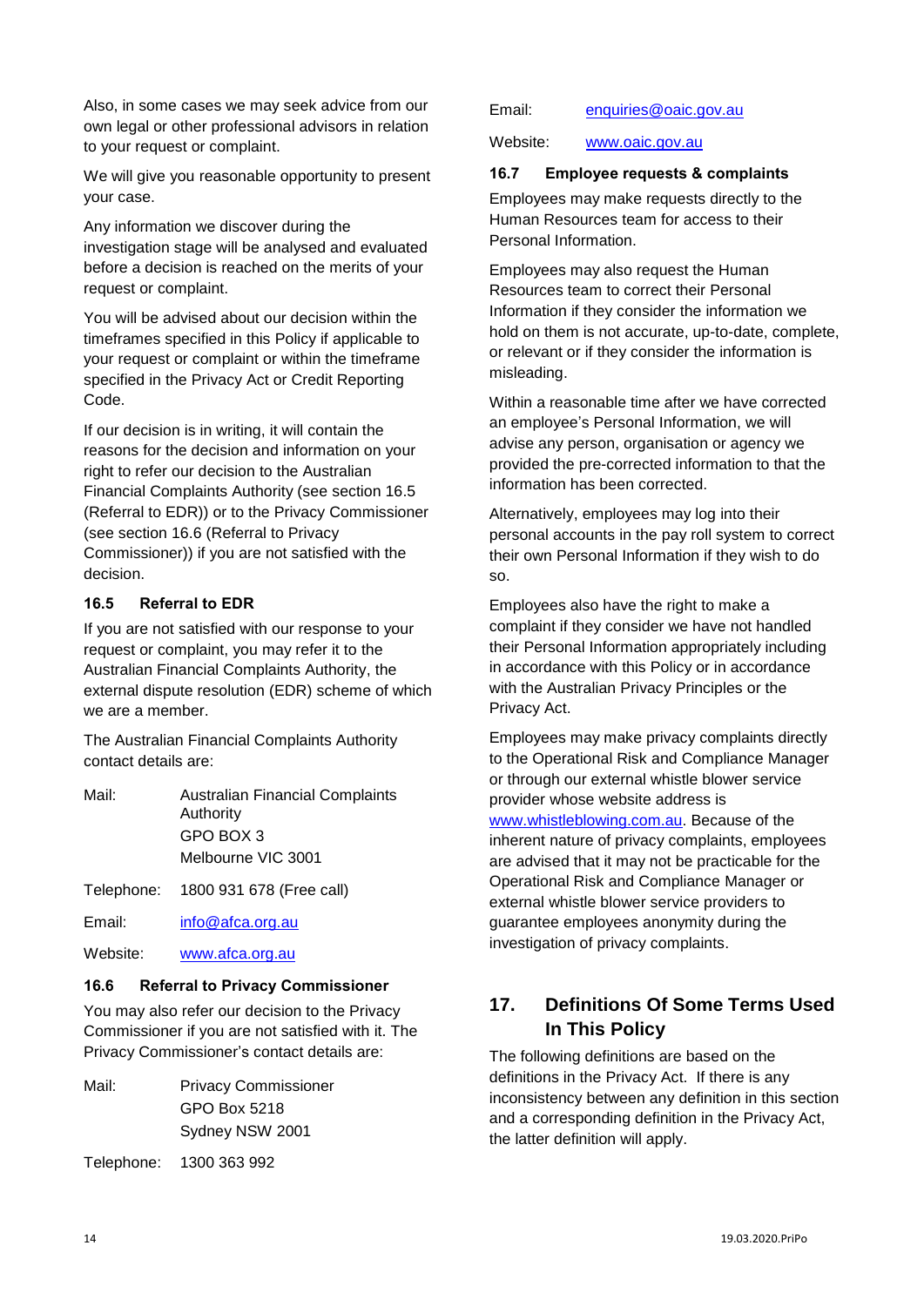Also, in some cases we may seek advice from our own legal or other professional advisors in relation to your request or complaint.

We will give you reasonable opportunity to present your case.

Any information we discover during the investigation stage will be analysed and evaluated before a decision is reached on the merits of your request or complaint.

You will be advised about our decision within the timeframes specified in this Policy if applicable to your request or complaint or within the timeframe specified in the Privacy Act or Credit Reporting Code.

If our decision is in writing, it will contain the reasons for the decision and information on your right to refer our decision to the Australian Financial Complaints Authority (see section 16.5 (Referral to EDR)) or to the Privacy Commissioner (see section 16.6 (Referral to Privacy Commissioner)) if you are not satisfied with the decision.

### 16.5 Referral to EDR

If you are not satisfied with our response to your request or complaint, you may refer it to the Australian Financial Complaints Authority, the external dispute resolution (EDR) scheme of which we are a member.

The Australian Financial Complaints Authority contact details are:

Mail: Australian Financial Complaints Authority
GPO BOX 3
Melbourne VIC 3001

Telephone: 1800 931 678 (Free call)

Email: info@afca.org.au

Website: www.afca.org.au

### 16.6 Referral to Privacy Commissioner

You may also refer our decision to the Privacy Commissioner if you are not satisfied with it. The Privacy Commissioner's contact details are:

Mail: Privacy Commissioner
GPO Box 5218
Sydney NSW 2001

Telephone: 1300 363 992

Email: enquiries@oaic.gov.au

Website: www.oaic.gov.au

### 16.7 Employee requests & complaints

Employees may make requests directly to the Human Resources team for access to their Personal Information.

Employees may also request the Human Resources team to correct their Personal Information if they consider the information we hold on them is not accurate, up-to-date, complete, or relevant or if they consider the information is misleading.

Within a reasonable time after we have corrected an employee's Personal Information, we will advise any person, organisation or agency we provided the pre-corrected information to that the information has been corrected.

Alternatively, employees may log into their personal accounts in the pay roll system to correct their own Personal Information if they wish to do so.

Employees also have the right to make a complaint if they consider we have not handled their Personal Information appropriately including in accordance with this Policy or in accordance with the Australian Privacy Principles or the Privacy Act.

Employees may make privacy complaints directly to the Operational Risk and Compliance Manager or through our external whistle blower service provider whose website address is www.whistleblowing.com.au. Because of the inherent nature of privacy complaints, employees are advised that it may not be practicable for the Operational Risk and Compliance Manager or external whistle blower service providers to guarantee employees anonymity during the investigation of privacy complaints.

## 17. Definitions Of Some Terms Used In This Policy

The following definitions are based on the definitions in the Privacy Act. If there is any inconsistency between any definition in this section and a corresponding definition in the Privacy Act, the latter definition will apply.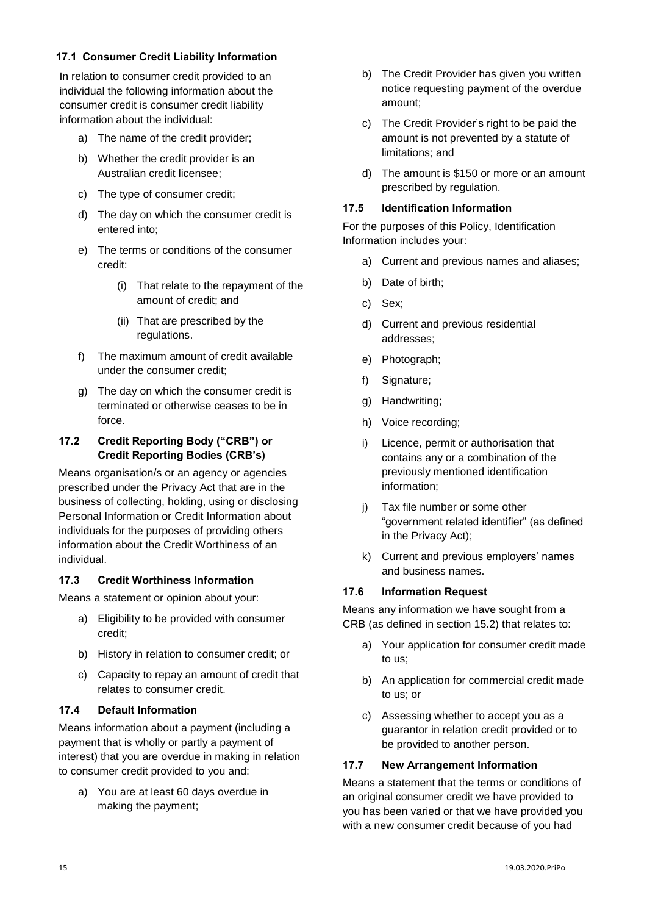### 17.1 Consumer Credit Liability Information

In relation to consumer credit provided to an individual the following information about the consumer credit is consumer credit liability information about the individual:

a) The name of the credit provider;

b) Whether the credit provider is an Australian credit licensee;

c) The type of consumer credit;

d) The day on which the consumer credit is entered into;

e) The terms or conditions of the consumer credit:

   (i) That relate to the repayment of the amount of credit; and

   (ii) That are prescribed by the regulations.

f) The maximum amount of credit available under the consumer credit;

g) The day on which the consumer credit is terminated or otherwise ceases to be in force.

### 17.2 Credit Reporting Body ("CRB") or Credit Reporting Bodies (CRB's)

Means organisation/s or an agency or agencies prescribed under the Privacy Act that are in the business of collecting, holding, using or disclosing Personal Information or Credit Information about individuals for the purposes of providing others information about the Credit Worthiness of an individual.

### 17.3 Credit Worthiness Information

Means a statement or opinion about your:

a) Eligibility to be provided with consumer credit;

b) History in relation to consumer credit; or

c) Capacity to repay an amount of credit that relates to consumer credit.

### 17.4 Default Information

Means information about a payment (including a payment that is wholly or partly a payment of interest) that you are overdue in making in relation to consumer credit provided to you and:

a) You are at least 60 days overdue in making the payment;

b) The Credit Provider has given you written notice requesting payment of the overdue amount;

c) The Credit Provider's right to be paid the amount is not prevented by a statute of limitations; and

d) The amount is $150 or more or an amount prescribed by regulation.

### 17.5 Identification Information

For the purposes of this Policy, Identification Information includes your:

a) Current and previous names and aliases;

b) Date of birth;

c) Sex;

d) Current and previous residential addresses;

e) Photograph;

f) Signature;

g) Handwriting;

h) Voice recording;

i) Licence, permit or authorisation that contains any or a combination of the previously mentioned identification information;

j) Tax file number or some other "government related identifier" (as defined in the Privacy Act);

k) Current and previous employers' names and business names.

### 17.6 Information Request

Means any information we have sought from a CRB (as defined in section 15.2) that relates to:

a) Your application for consumer credit made to us;

b) An application for commercial credit made to us; or

c) Assessing whether to accept you as a guarantor in relation credit provided or to be provided to another person.

### 17.7 New Arrangement Information

Means a statement that the terms or conditions of an original consumer credit we have provided to you has been varied or that we have provided you with a new consumer credit because of you had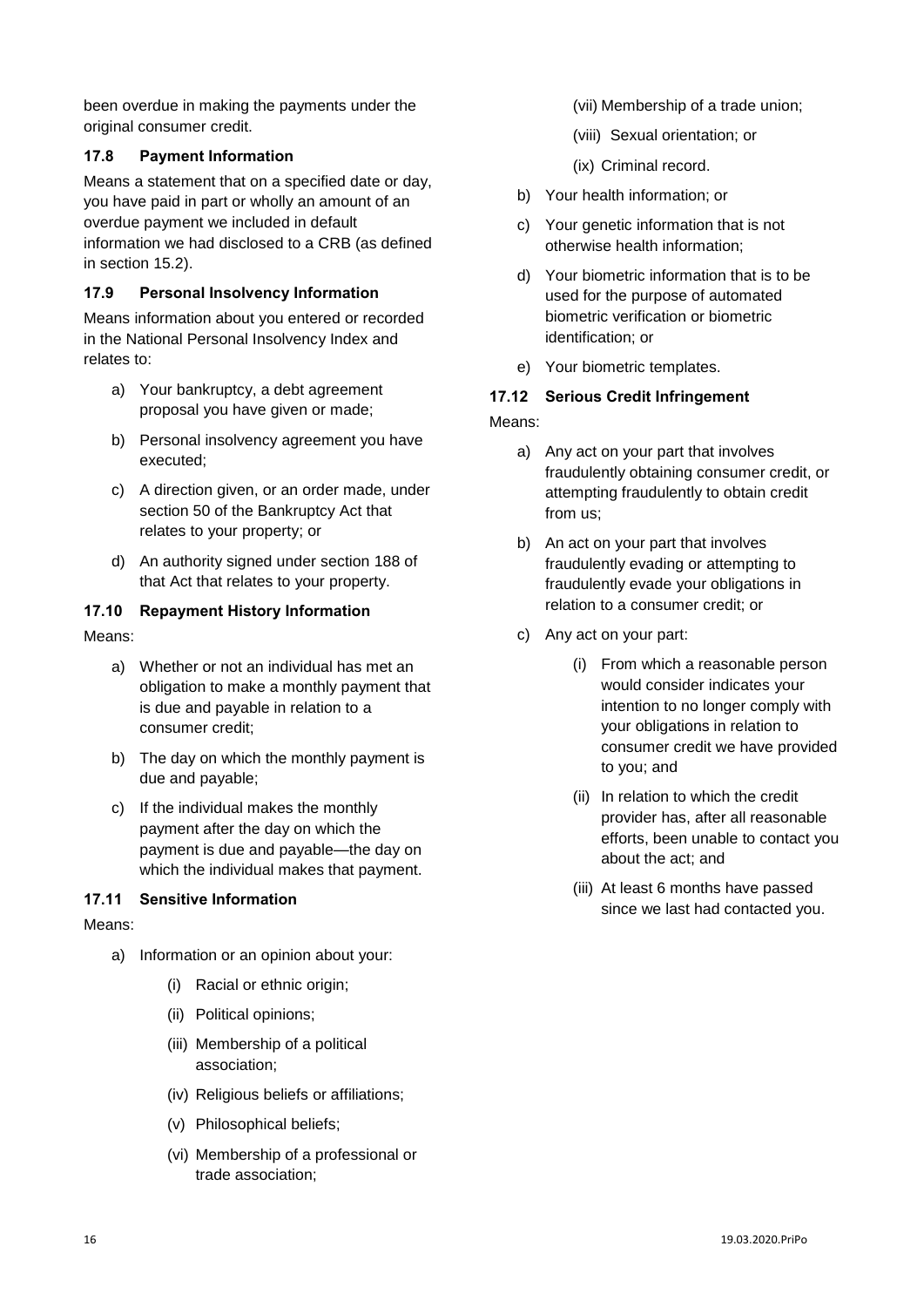been overdue in making the payments under the original consumer credit.

### 17.8 Payment Information

Means a statement that on a specified date or day, you have paid in part or wholly an amount of an overdue payment we included in default information we had disclosed to a CRB (as defined in section 15.2).

### 17.9 Personal Insolvency Information

Means information about you entered or recorded in the National Personal Insolvency Index and relates to:

a) Your bankruptcy, a debt agreement proposal you have given or made;

b) Personal insolvency agreement you have executed;

c) A direction given, or an order made, under section 50 of the Bankruptcy Act that relates to your property; or

d) An authority signed under section 188 of that Act that relates to your property.

### 17.10 Repayment History Information

Means:

a) Whether or not an individual has met an obligation to make a monthly payment that is due and payable in relation to a consumer credit;

b) The day on which the monthly payment is due and payable;

c) If the individual makes the monthly payment after the day on which the payment is due and payable—the day on which the individual makes that payment.

### 17.11 Sensitive Information

Means:

a) Information or an opinion about your:

   (i) Racial or ethnic origin;

   (ii) Political opinions;

   (iii) Membership of a political association;

   (iv) Religious beliefs or affiliations;

   (v) Philosophical beliefs;

   (vi) Membership of a professional or trade association;

   (vii) Membership of a trade union;

   (viii) Sexual orientation; or

   (ix) Criminal record.

b) Your health information; or

c) Your genetic information that is not otherwise health information;

d) Your biometric information that is to be used for the purpose of automated biometric verification or biometric identification; or

e) Your biometric templates.

### 17.12 Serious Credit Infringement

Means:

a) Any act on your part that involves fraudulently obtaining consumer credit, or attempting fraudulently to obtain credit from us;

b) An act on your part that involves fraudulently evading or attempting to fraudulently evade your obligations in relation to a consumer credit; or

c) Any act on your part:

   (i) From which a reasonable person would consider indicates your intention to no longer comply with your obligations in relation to consumer credit we have provided to you; and

   (ii) In relation to which the credit provider has, after all reasonable efforts, been unable to contact you about the act; and

   (iii) At least 6 months have passed since we last had contacted you.